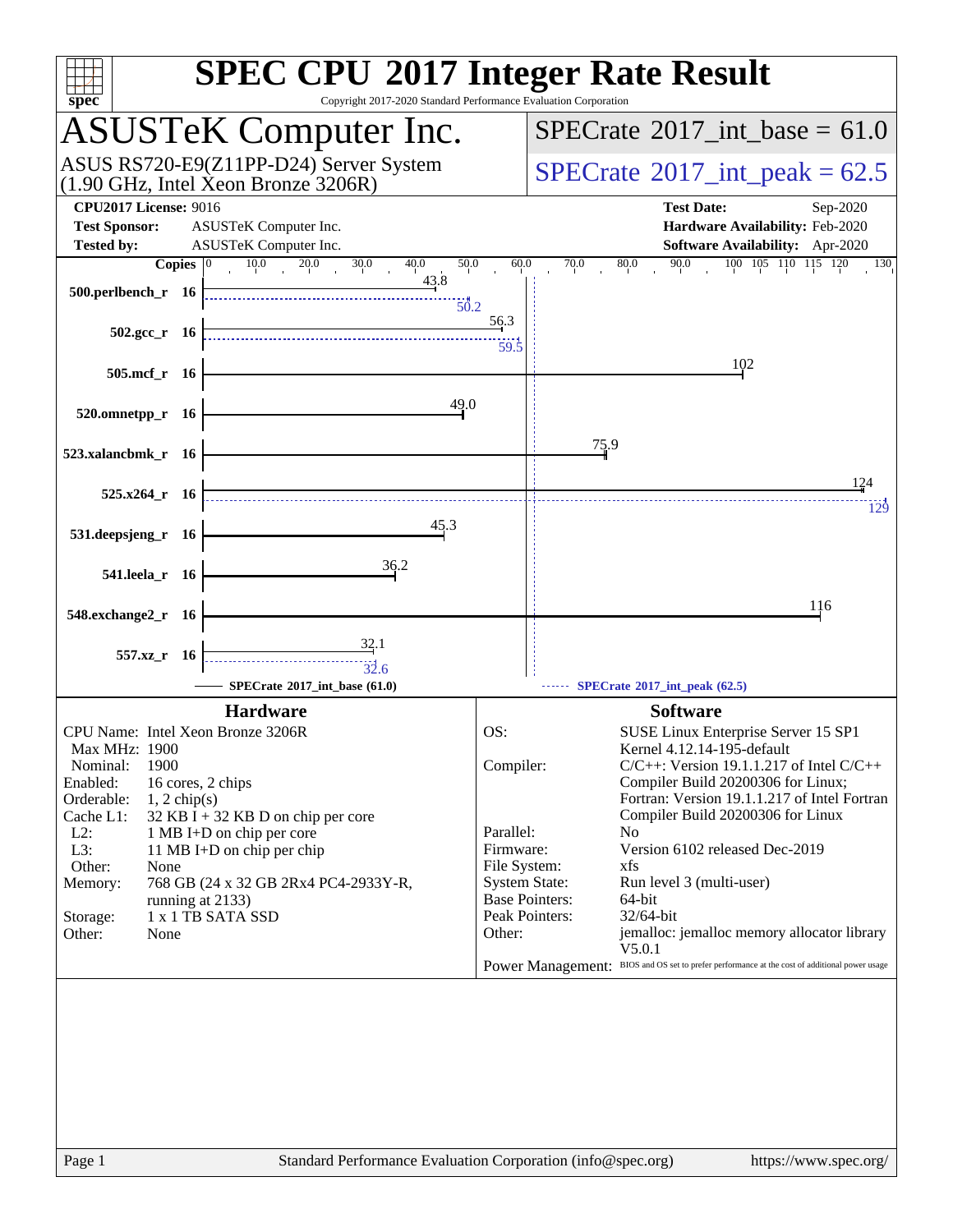# SPEC CPU 2017 Integer Rate Result

Copyright 2017-2020 Standard Performance Evaluation Corporation

## ASUSTeK Computer Inc.

ASUS RS720-E9(Z11PP-D24) Server System
(1.90 GHz, Intel Xeon Bronze 3206R)

**SPECrate 2017_int_base = 61.0**

**SPECrate 2017_int_peak = 62.5**

**CPU2017 License:** 9016
**Test Sponsor:** ASUSTeK Computer Inc.
**Tested by:** ASUSTeK Computer Inc.

**Test Date:** Sep-2020
**Hardware Availability:** Feb-2020
**Software Availability:** Apr-2020

| Benchmark | Copies | Base | Peak |
|---|---|---|---|
| 500.perlbench_r | 16 | 43.8 | 50.2 |
| 502.gcc_r | 16 | 56.3 | 59.5 |
| 505.mcf_r | 16 | 102 | |
| 520.omnetpp_r | 16 | 49.0 | |
| 523.xalancbmk_r | 16 | 75.9 | |
| 525.x264_r | 16 | 124 | 129 |
| 531.deepsjeng_r | 16 | 45.3 | |
| 541.leela_r | 16 | 36.2 | |
| 548.exchange2_r | 16 | 116 | |
| 557.xz_r | 16 | 32.1 | 32.6 |

SPECrate 2017_int_base (61.0) — SPECrate 2017_int_peak (62.5)

### Hardware

- **CPU Name:** Intel Xeon Bronze 3206R
- **Max MHz:** 1900
- **Nominal:** 1900
- **Enabled:** 16 cores, 2 chips
- **Orderable:** 1, 2 chip(s)
- **Cache L1:** 32 KB I + 32 KB D on chip per core
- **L2:** 1 MB I+D on chip per core
- **L3:** 11 MB I+D on chip per chip
- **Other:** None
- **Memory:** 768 GB (24 x 32 GB 2Rx4 PC4-2933Y-R, running at 2133)
- **Storage:** 1 x 1 TB SATA SSD
- **Other:** None

### Software

- **OS:** SUSE Linux Enterprise Server 15 SP1 Kernel 4.12.14-195-default
- **Compiler:** C/C++: Version 19.1.1.217 of Intel C/C++ Compiler Build 20200306 for Linux; Fortran: Version 19.1.1.217 of Intel Fortran Compiler Build 20200306 for Linux
- **Parallel:** No
- **Firmware:** Version 6102 released Dec-2019
- **File System:** xfs
- **System State:** Run level 3 (multi-user)
- **Base Pointers:** 64-bit
- **Peak Pointers:** 32/64-bit
- **Other:** jemalloc: jemalloc memory allocator library V5.0.1
- **Power Management:** BIOS and OS set to prefer performance at the cost of additional power usage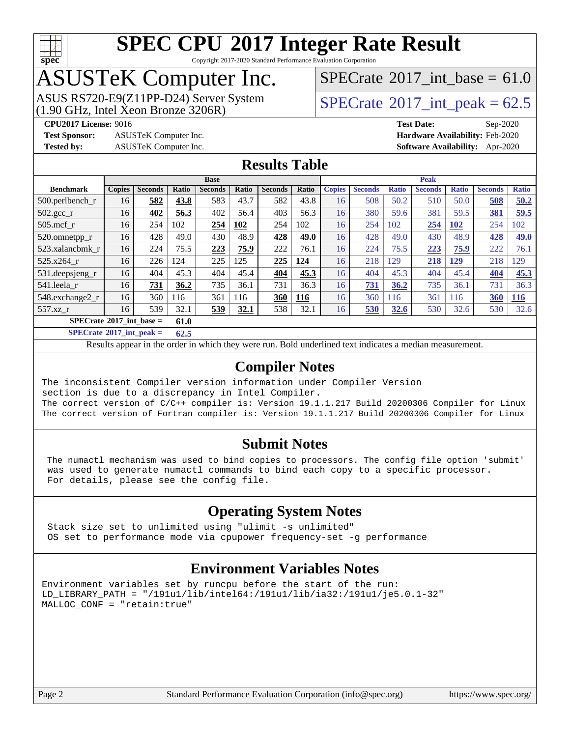# SPEC CPU 2017 Integer Rate Result

Copyright 2017-2020 Standard Performance Evaluation Corporation

## ASUSTeK Computer Inc.

ASUS RS720-E9(Z11PP-D24) Server System
(1.90 GHz, Intel Xeon Bronze 3206R)

SPECrate 2017_int_base = 61.0

SPECrate 2017_int_peak = 62.5

**CPU2017 License:** 9016
**Test Sponsor:** ASUSTeK Computer Inc.
**Tested by:** ASUSTeK Computer Inc.

**Test Date:** Sep-2020
**Hardware Availability:** Feb-2020
**Software Availability:** Apr-2020

## Results Table

| Benchmark | Base | | | | | | | Peak | | | | | | |
|---|---|---|---|---|---|---|---|---|---|---|---|---|---|---|
| | Copies | Seconds | Ratio | Seconds | Ratio | Seconds | Ratio | Copies | Seconds | Ratio | Seconds | Ratio | Seconds | Ratio |
| 500.perlbench_r | 16 | **582** | **43.8** | 583 | 43.7 | 582 | 43.8 | 16 | 508 | 50.2 | 510 | 50.0 | **508** | **50.2** |
| 502.gcc_r | 16 | **402** | **56.3** | 402 | 56.4 | 403 | 56.3 | 16 | 380 | 59.6 | 381 | 59.5 | **381** | **59.5** |
| 505.mcf_r | 16 | 254 | 102 | **254** | **102** | 254 | 102 | 16 | 254 | 102 | **254** | **102** | 254 | 102 |
| 520.omnetpp_r | 16 | 428 | 49.0 | 430 | 48.9 | **428** | **49.0** | 16 | 428 | 49.0 | 430 | 48.9 | **428** | **49.0** |
| 523.xalancbmk_r | 16 | 224 | 75.5 | **223** | **75.9** | 222 | 76.1 | 16 | 224 | 75.5 | **223** | **75.9** | 222 | 76.1 |
| 525.x264_r | 16 | 226 | 124 | 225 | 125 | **225** | **124** | 16 | 218 | 129 | **218** | **129** | 218 | 129 |
| 531.deepsjeng_r | 16 | 404 | 45.3 | 404 | 45.4 | **404** | **45.3** | 16 | 404 | 45.3 | 404 | 45.4 | **404** | **45.3** |
| 541.leela_r | 16 | **731** | **36.2** | 735 | 36.1 | 731 | 36.3 | 16 | **731** | **36.2** | 735 | 36.1 | 731 | 36.3 |
| 548.exchange2_r | 16 | 360 | 116 | 361 | 116 | **360** | **116** | 16 | 360 | 116 | 361 | 116 | **360** | **116** |
| 557.xz_r | 16 | 539 | 32.1 | **539** | **32.1** | 538 | 32.1 | 16 | **530** | **32.6** | 530 | 32.6 | 530 | 32.6 |

**SPECrate 2017_int_base = 61.0**

**SPECrate 2017_int_peak = 62.5**

Results appear in the order in which they were run. Bold underlined text indicates a median measurement.

## Compiler Notes

```
The inconsistent Compiler version information under Compiler Version
section is due to a discrepancy in Intel Compiler.
The correct version of C/C++ compiler is: Version 19.1.1.217 Build 20200306 Compiler for Linux
The correct version of Fortran compiler is: Version 19.1.1.217 Build 20200306 Compiler for Linux
```

## Submit Notes

```
The numactl mechanism was used to bind copies to processors. The config file option 'submit'
was used to generate numactl commands to bind each copy to a specific processor.
For details, please see the config file.
```

## Operating System Notes

```
Stack size set to unlimited using "ulimit -s unlimited"
OS set to performance mode via cpupower frequency-set -g performance
```

## Environment Variables Notes

```
Environment variables set by runcpu before the start of the run:
LD_LIBRARY_PATH = "/191u1/lib/intel64:/191u1/lib/ia32:/191u1/je5.0.1-32"
MALLOC_CONF = "retain:true"
```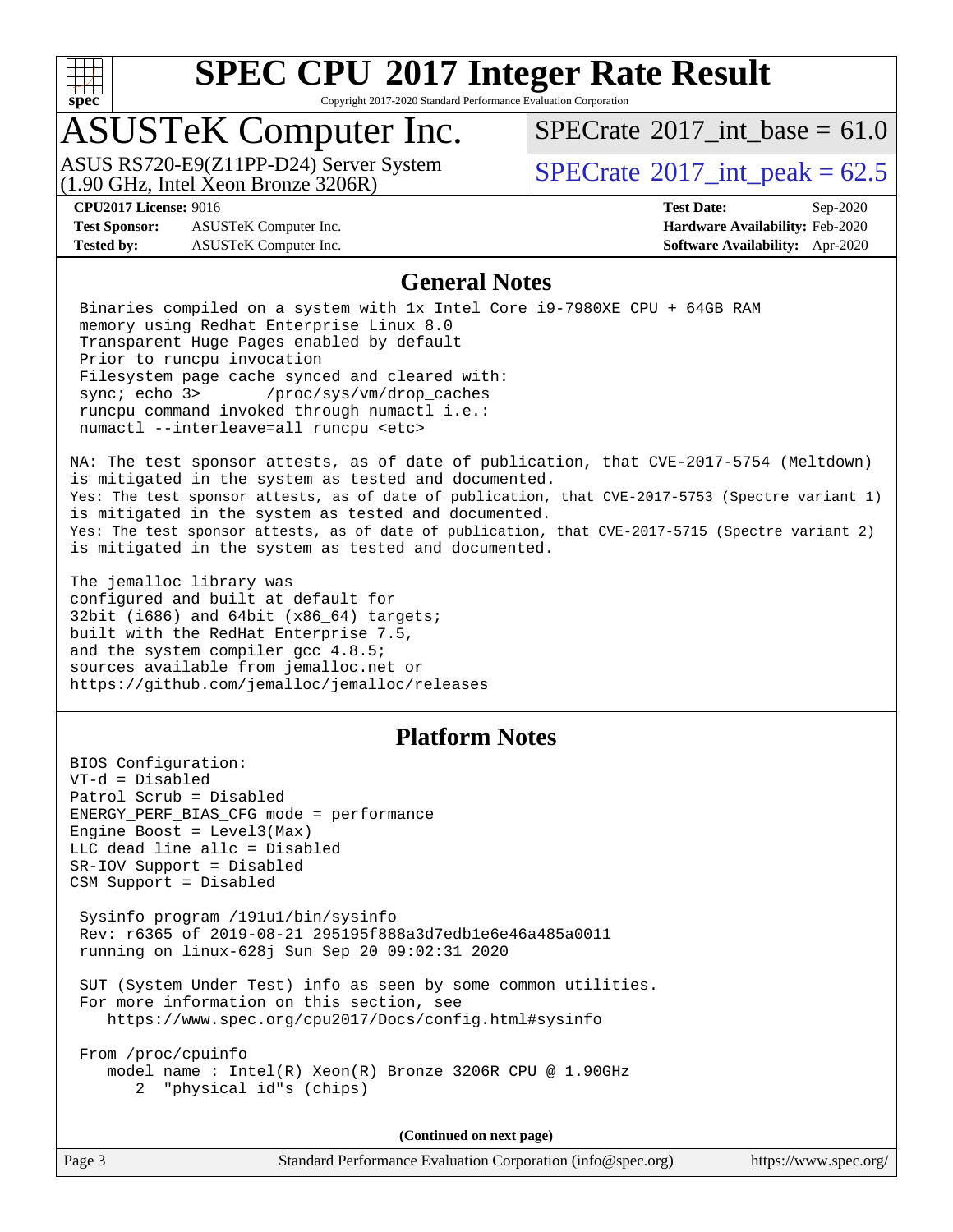# SPEC CPU 2017 Integer Rate Result

Copyright 2017-2020 Standard Performance Evaluation Corporation

## ASUSTeK Computer Inc.

ASUS RS720-E9(Z11PP-D24) Server System
(1.90 GHz, Intel Xeon Bronze 3206R)

SPECrate 2017_int_base = 61.0

SPECrate 2017_int_peak = 62.5

**CPU2017 License:** 9016
**Test Sponsor:** ASUSTeK Computer Inc.
**Tested by:** ASUSTeK Computer Inc.

**Test Date:** Sep-2020
**Hardware Availability:** Feb-2020
**Software Availability:** Apr-2020

## General Notes

```
 Binaries compiled on a system with 1x Intel Core i9-7980XE CPU + 64GB RAM
 memory using Redhat Enterprise Linux 8.0
 Transparent Huge Pages enabled by default
 Prior to runcpu invocation
 Filesystem page cache synced and cleared with:
 sync; echo 3>       /proc/sys/vm/drop_caches
 runcpu command invoked through numactl i.e.:
 numactl --interleave=all runcpu <etc>

NA: The test sponsor attests, as of date of publication, that CVE-2017-5754 (Meltdown)
is mitigated in the system as tested and documented.
Yes: The test sponsor attests, as of date of publication, that CVE-2017-5753 (Spectre variant 1)
is mitigated in the system as tested and documented.
Yes: The test sponsor attests, as of date of publication, that CVE-2017-5715 (Spectre variant 2)
is mitigated in the system as tested and documented.

The jemalloc library was
configured and built at default for
32bit (i686) and 64bit (x86_64) targets;
built with the RedHat Enterprise 7.5,
and the system compiler gcc 4.8.5;
sources available from jemalloc.net or
https://github.com/jemalloc/jemalloc/releases
```

## Platform Notes

```
BIOS Configuration:
VT-d = Disabled
Patrol Scrub = Disabled
ENERGY_PERF_BIAS_CFG mode = performance
Engine Boost = Level3(Max)
LLC dead line allc = Disabled
SR-IOV Support = Disabled
CSM Support = Disabled

 Sysinfo program /191u1/bin/sysinfo
 Rev: r6365 of 2019-08-21 295195f888a3d7edb1e6e46a485a0011
 running on linux-628j Sun Sep 20 09:02:31 2020

 SUT (System Under Test) info as seen by some common utilities.
 For more information on this section, see
    https://www.spec.org/cpu2017/Docs/config.html#sysinfo

 From /proc/cpuinfo
    model name : Intel(R) Xeon(R) Bronze 3206R CPU @ 1.90GHz
       2  "physical id"s (chips)
```

**(Continued on next page)**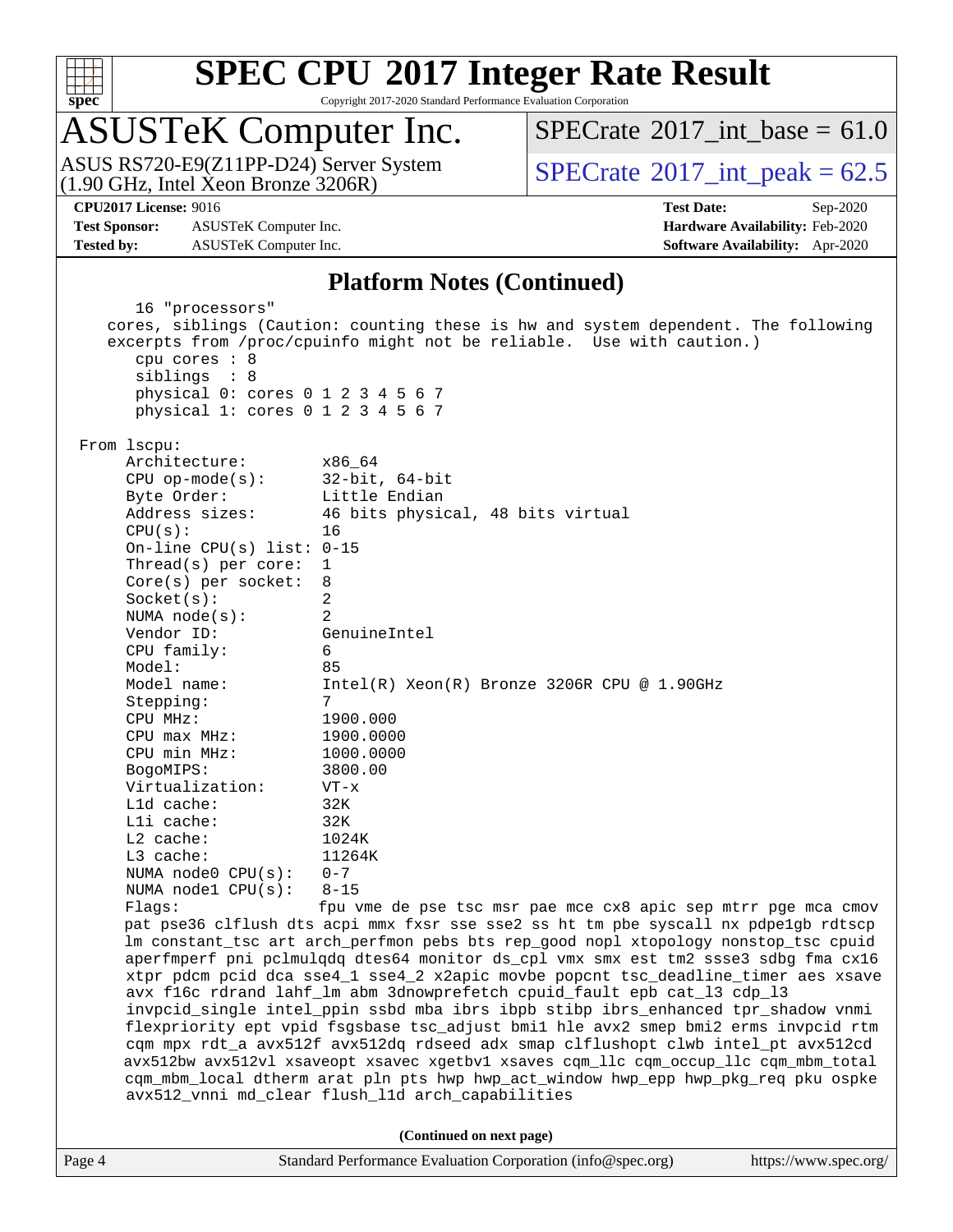## Platform Notes (Continued)

```
    16 "processors"
  cores, siblings (Caution: counting these is hw and system dependent. The following
  excerpts from /proc/cpuinfo might not be reliable.  Use with caution.)
     cpu cores : 8
     siblings  : 8
     physical 0: cores 0 1 2 3 4 5 6 7
     physical 1: cores 0 1 2 3 4 5 6 7

 From lscpu:
      Architecture:          x86_64
      CPU op-mode(s):        32-bit, 64-bit
      Byte Order:            Little Endian
      Address sizes:         46 bits physical, 48 bits virtual
      CPU(s):                16
      On-line CPU(s) list:   0-15
      Thread(s) per core:    1
      Core(s) per socket:    8
      Socket(s):             2
      NUMA node(s):          2
      Vendor ID:             GenuineIntel
      CPU family:            6
      Model:                 85
      Model name:            Intel(R) Xeon(R) Bronze 3206R CPU @ 1.90GHz
      Stepping:              7
      CPU MHz:               1900.000
      CPU max MHz:           1900.0000
      CPU min MHz:           1000.0000
      BogoMIPS:              3800.00
      Virtualization:        VT-x
      L1d cache:             32K
      L1i cache:             32K
      L2 cache:              1024K
      L3 cache:              11264K
      NUMA node0 CPU(s):     0-7
      NUMA node1 CPU(s):     8-15
      Flags:                 fpu vme de pse tsc msr pae mce cx8 apic sep mtrr pge mca cmov
      pat pse36 clflush dts acpi mmx fxsr sse sse2 ss ht tm pbe syscall nx pdpe1gb rdtscp
      lm constant_tsc art arch_perfmon pebs bts rep_good nopl xtopology nonstop_tsc cpuid
      aperfmperf pni pclmulqdq dtes64 monitor ds_cpl vmx smx est tm2 ssse3 sdbg fma cx16
      xtpr pdcm pcid dca sse4_1 sse4_2 x2apic movbe popcnt tsc_deadline_timer aes xsave
      avx f16c rdrand lahf_lm abm 3dnowprefetch cpuid_fault epb cat_l3 cdp_l3
      invpcid_single intel_ppin ssbd mba ibrs ibpb stibp ibrs_enhanced tpr_shadow vnmi
      flexpriority ept vpid fsgsbase tsc_adjust bmi1 hle avx2 smep bmi2 erms invpcid rtm
      cqm mpx rdt_a avx512f avx512dq rdseed adx smap clflushopt clwb intel_pt avx512cd
      avx512bw avx512vl xsaveopt xsavec xgetbv1 xsaves cqm_llc cqm_occup_llc cqm_mbm_total
      cqm_mbm_local dtherm arat pln pts hwp hwp_act_window hwp_epp hwp_pkg_req pku ospke
      avx512_vnni md_clear flush_l1d arch_capabilities
```

**(Continued on next page)**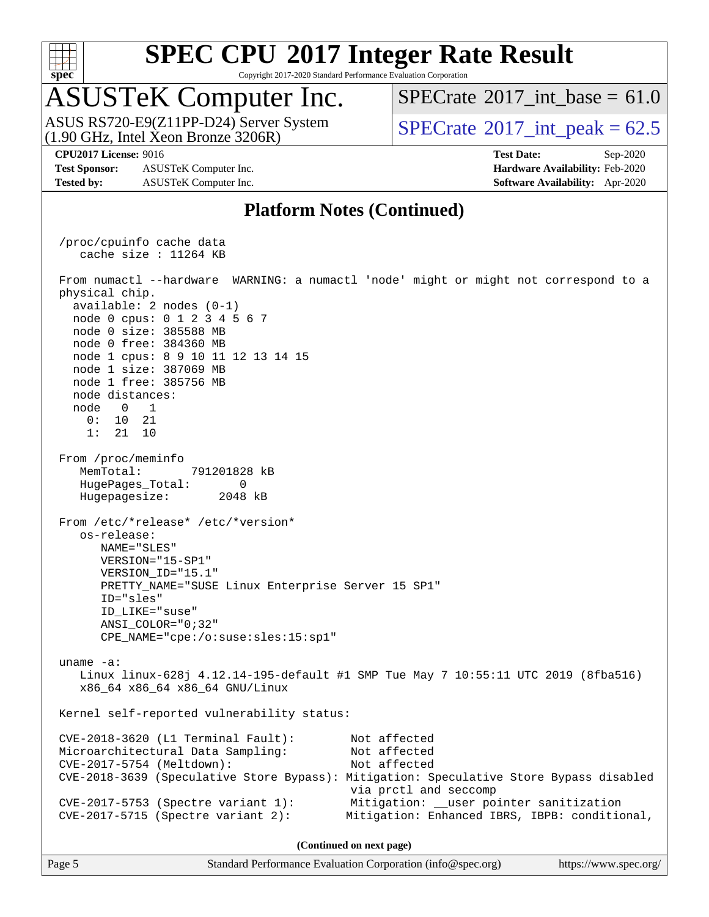## Platform Notes (Continued)

```
/proc/cpuinfo cache data
   cache size : 11264 KB

From numactl --hardware  WARNING: a numactl 'node' might or might not correspond to a
physical chip.
  available: 2 nodes (0-1)
  node 0 cpus: 0 1 2 3 4 5 6 7
  node 0 size: 385588 MB
  node 0 free: 384360 MB
  node 1 cpus: 8 9 10 11 12 13 14 15
  node 1 size: 387069 MB
  node 1 free: 385756 MB
  node distances:
  node   0   1
    0:  10  21
    1:  21  10

From /proc/meminfo
   MemTotal:       791201828 kB
   HugePages_Total:       0
   Hugepagesize:       2048 kB

From /etc/*release* /etc/*version*
   os-release:
      NAME="SLES"
      VERSION="15-SP1"
      VERSION_ID="15.1"
      PRETTY_NAME="SUSE Linux Enterprise Server 15 SP1"
      ID="sles"
      ID_LIKE="suse"
      ANSI_COLOR="0;32"
      CPE_NAME="cpe:/o:suse:sles:15:sp1"

uname -a:
   Linux linux-628j 4.12.14-195-default #1 SMP Tue May 7 10:55:11 UTC 2019 (8fba516)
   x86_64 x86_64 x86_64 GNU/Linux

Kernel self-reported vulnerability status:

CVE-2018-3620 (L1 Terminal Fault):        Not affected
Microarchitectural Data Sampling:         Not affected
CVE-2017-5754 (Meltdown):                 Not affected
CVE-2018-3639 (Speculative Store Bypass): Mitigation: Speculative Store Bypass disabled
                                          via prctl and seccomp
CVE-2017-5753 (Spectre variant 1):        Mitigation: __user pointer sanitization
CVE-2017-5715 (Spectre variant 2):        Mitigation: Enhanced IBRS, IBPB: conditional,
```

(Continued on next page)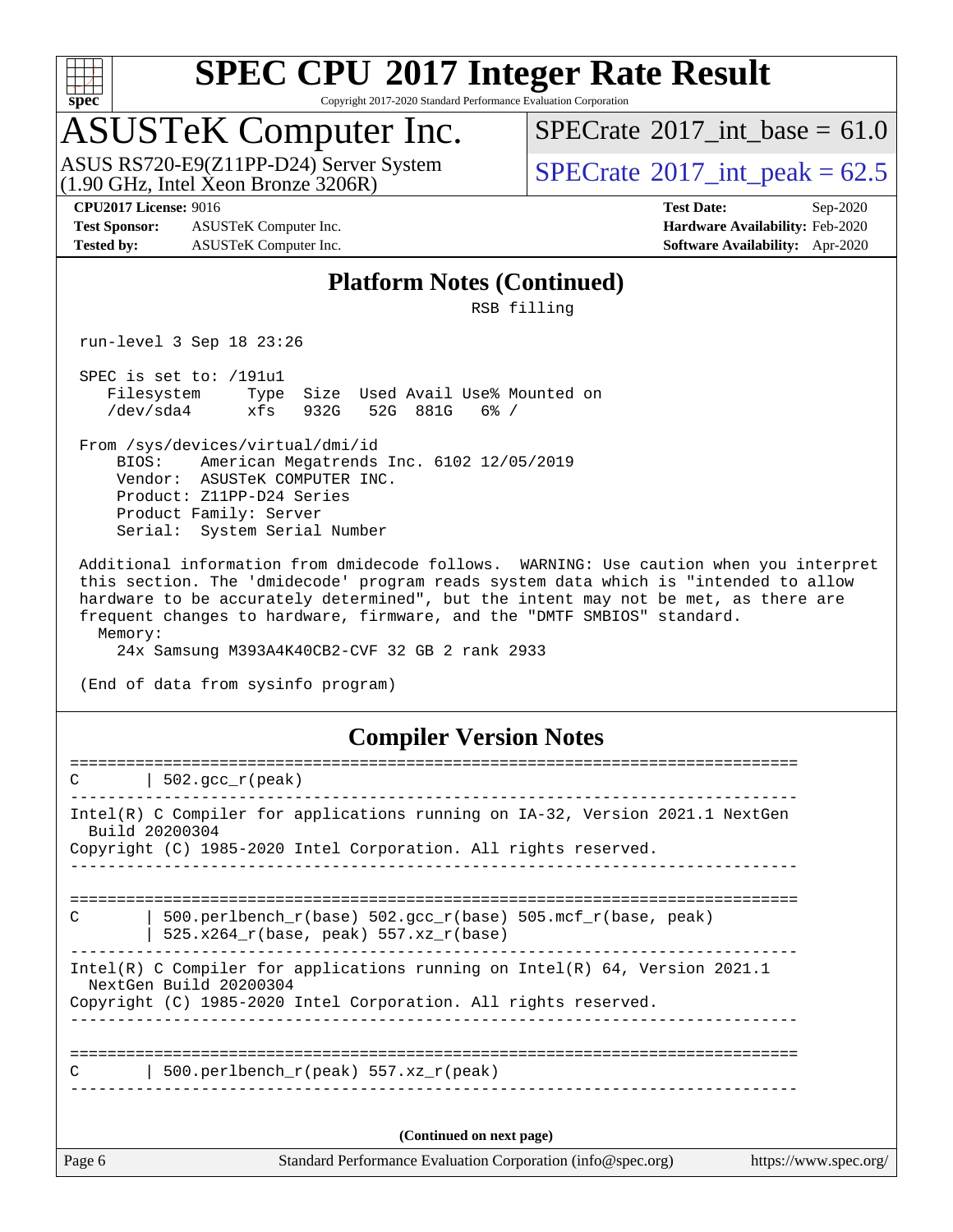## Platform Notes (Continued)

```
                                       RSB filling

 run-level 3 Sep 18 23:26

 SPEC is set to: /191u1
    Filesystem     Type  Size  Used Avail Use% Mounted on
    /dev/sda4      xfs   932G   52G  881G   6% /

 From /sys/devices/virtual/dmi/id
     BIOS:    American Megatrends Inc. 6102 12/05/2019
     Vendor:  ASUSTeK COMPUTER INC.
     Product: Z11PP-D24 Series
     Product Family: Server
     Serial:  System Serial Number

 Additional information from dmidecode follows.  WARNING: Use caution when you interpret
 this section. The 'dmidecode' program reads system data which is "intended to allow
 hardware to be accurately determined", but the intent may not be met, as there are
 frequent changes to hardware, firmware, and the "DMTF SMBIOS" standard.
   Memory:
     24x Samsung M393A4K40CB2-CVF 32 GB 2 rank 2933

 (End of data from sysinfo program)
```

## Compiler Version Notes

```
==============================================================================
C       | 502.gcc_r(peak)
------------------------------------------------------------------------------
Intel(R) C Compiler for applications running on IA-32, Version 2021.1 NextGen
  Build 20200304
Copyright (C) 1985-2020 Intel Corporation. All rights reserved.
------------------------------------------------------------------------------

==============================================================================
C       | 500.perlbench_r(base) 502.gcc_r(base) 505.mcf_r(base, peak)
        | 525.x264_r(base, peak) 557.xz_r(base)
------------------------------------------------------------------------------
Intel(R) C Compiler for applications running on Intel(R) 64, Version 2021.1
  NextGen Build 20200304
Copyright (C) 1985-2020 Intel Corporation. All rights reserved.
------------------------------------------------------------------------------

==============================================================================
C       | 500.perlbench_r(peak) 557.xz_r(peak)
------------------------------------------------------------------------------
```

(Continued on next page)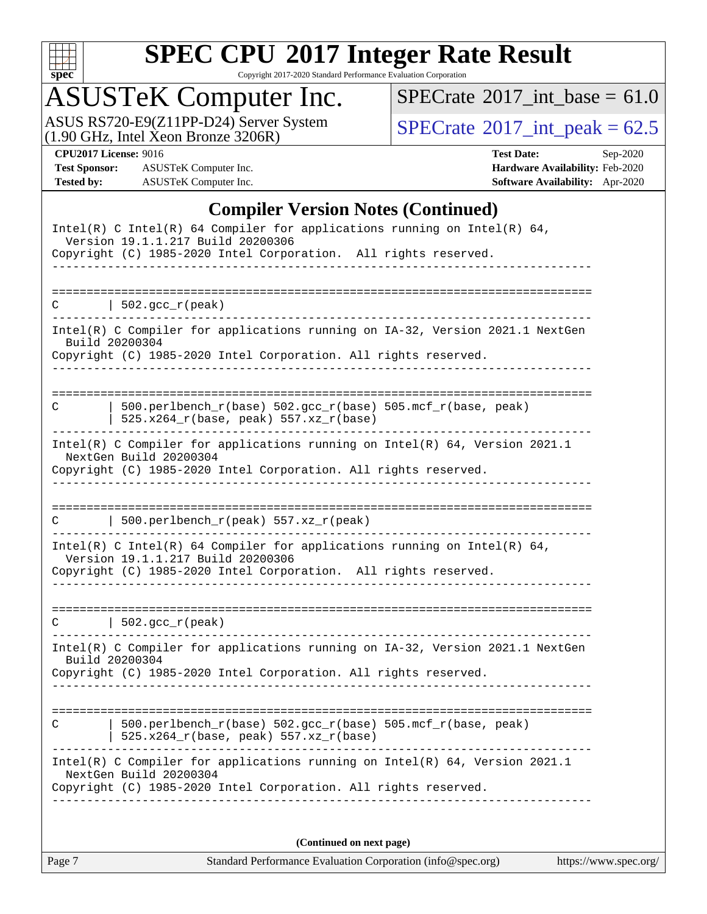## Compiler Version Notes (Continued)

```
Intel(R) C Intel(R) 64 Compiler for applications running on Intel(R) 64,
  Version 19.1.1.217 Build 20200306
Copyright (C) 1985-2020 Intel Corporation.  All rights reserved.
------------------------------------------------------------------------------

==============================================================================
C       | 502.gcc_r(peak)
------------------------------------------------------------------------------
Intel(R) C Compiler for applications running on IA-32, Version 2021.1 NextGen
  Build 20200304
Copyright (C) 1985-2020 Intel Corporation. All rights reserved.
------------------------------------------------------------------------------

==============================================================================
C       | 500.perlbench_r(base) 502.gcc_r(base) 505.mcf_r(base, peak)
        | 525.x264_r(base, peak) 557.xz_r(base)
------------------------------------------------------------------------------
Intel(R) C Compiler for applications running on Intel(R) 64, Version 2021.1
  NextGen Build 20200304
Copyright (C) 1985-2020 Intel Corporation. All rights reserved.
------------------------------------------------------------------------------

==============================================================================
C       | 500.perlbench_r(peak) 557.xz_r(peak)
------------------------------------------------------------------------------
Intel(R) C Intel(R) 64 Compiler for applications running on Intel(R) 64,
  Version 19.1.1.217 Build 20200306
Copyright (C) 1985-2020 Intel Corporation.  All rights reserved.
------------------------------------------------------------------------------

==============================================================================
C       | 502.gcc_r(peak)
------------------------------------------------------------------------------
Intel(R) C Compiler for applications running on IA-32, Version 2021.1 NextGen
  Build 20200304
Copyright (C) 1985-2020 Intel Corporation. All rights reserved.
------------------------------------------------------------------------------

==============================================================================
C       | 500.perlbench_r(base) 502.gcc_r(base) 505.mcf_r(base, peak)
        | 525.x264_r(base, peak) 557.xz_r(base)
------------------------------------------------------------------------------
Intel(R) C Compiler for applications running on Intel(R) 64, Version 2021.1
  NextGen Build 20200304
Copyright (C) 1985-2020 Intel Corporation. All rights reserved.
------------------------------------------------------------------------------
```

**(Continued on next page)**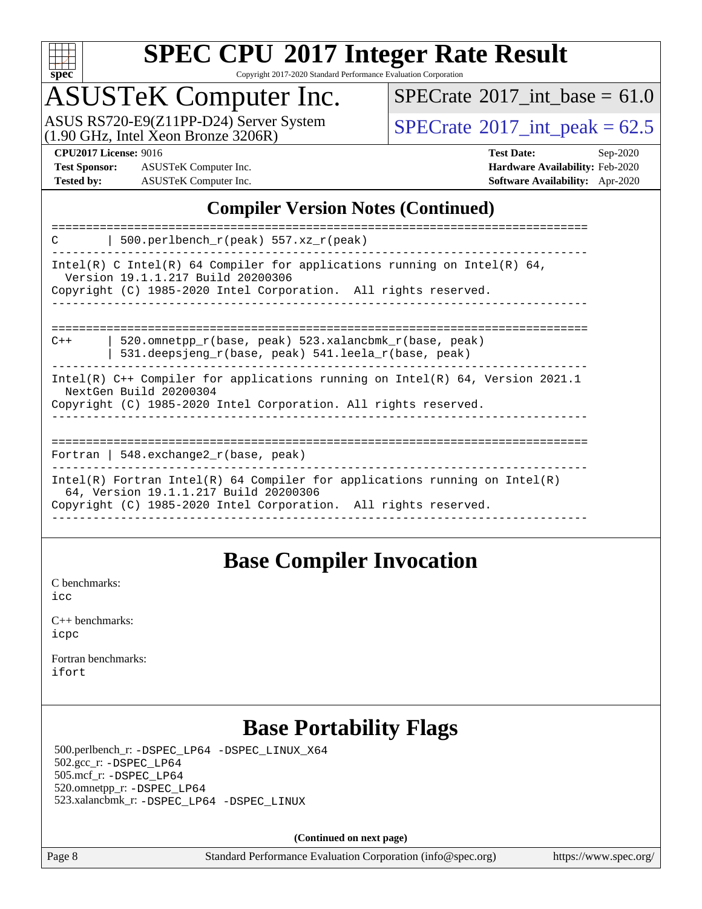# SPEC CPU 2017 Integer Rate Result

Copyright 2017-2020 Standard Performance Evaluation Corporation

## ASUSTeK Computer Inc.

ASUS RS720-E9(Z11PP-D24) Server System
(1.90 GHz, Intel Xeon Bronze 3206R)

SPECrate 2017_int_base = 61.0

SPECrate 2017_int_peak = 62.5

**CPU2017 License:** 9016
**Test Sponsor:** ASUSTeK Computer Inc.
**Tested by:** ASUSTeK Computer Inc.

**Test Date:** Sep-2020
**Hardware Availability:** Feb-2020
**Software Availability:** Apr-2020

## Compiler Version Notes (Continued)

```
==============================================================================
C       | 500.perlbench_r(peak) 557.xz_r(peak)
------------------------------------------------------------------------------
Intel(R) C Intel(R) 64 Compiler for applications running on Intel(R) 64,
  Version 19.1.1.217 Build 20200306
Copyright (C) 1985-2020 Intel Corporation.  All rights reserved.
------------------------------------------------------------------------------

==============================================================================
C++     | 520.omnetpp_r(base, peak) 523.xalancbmk_r(base, peak)
        | 531.deepsjeng_r(base, peak) 541.leela_r(base, peak)
------------------------------------------------------------------------------
Intel(R) C++ Compiler for applications running on Intel(R) 64, Version 2021.1
  NextGen Build 20200304
Copyright (C) 1985-2020 Intel Corporation. All rights reserved.
------------------------------------------------------------------------------

==============================================================================
Fortran | 548.exchange2_r(base, peak)
------------------------------------------------------------------------------
Intel(R) Fortran Intel(R) 64 Compiler for applications running on Intel(R)
  64, Version 19.1.1.217 Build 20200306
Copyright (C) 1985-2020 Intel Corporation.  All rights reserved.
------------------------------------------------------------------------------
```

## Base Compiler Invocation

C benchmarks:
icc

C++ benchmarks:
icpc

Fortran benchmarks:
ifort

## Base Portability Flags

500.perlbench_r: -DSPEC_LP64 -DSPEC_LINUX_X64
502.gcc_r: -DSPEC_LP64
505.mcf_r: -DSPEC_LP64
520.omnetpp_r: -DSPEC_LP64
523.xalancbmk_r: -DSPEC_LP64 -DSPEC_LINUX

**(Continued on next page)**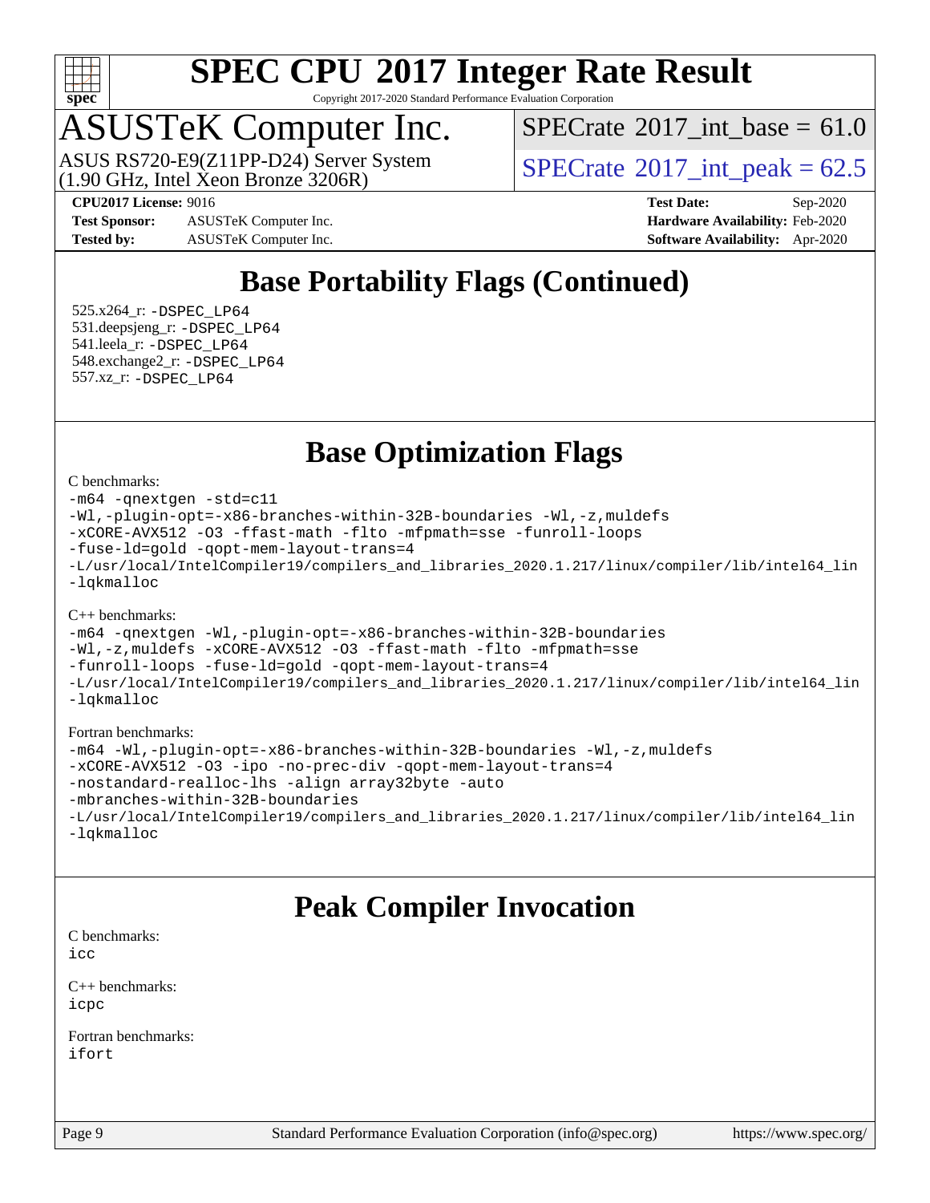# SPEC CPU 2017 Integer Rate Result

Copyright 2017-2020 Standard Performance Evaluation Corporation

## ASUSTeK Computer Inc.

ASUS RS720-E9(Z11PP-D24) Server System (1.90 GHz, Intel Xeon Bronze 3206R)

SPECrate 2017_int_base = 61.0

SPECrate 2017_int_peak = 62.5

**CPU2017 License:** 9016
**Test Sponsor:** ASUSTeK Computer Inc.
**Tested by:** ASUSTeK Computer Inc.
**Test Date:** Sep-2020
**Hardware Availability:** Feb-2020
**Software Availability:** Apr-2020

## Base Portability Flags (Continued)

525.x264_r: -DSPEC_LP64
531.deepsjeng_r: -DSPEC_LP64
541.leela_r: -DSPEC_LP64
548.exchange2_r: -DSPEC_LP64
557.xz_r: -DSPEC_LP64

## Base Optimization Flags

C benchmarks:

```
-m64 -qnextgen -std=c11
-Wl,-plugin-opt=-x86-branches-within-32B-boundaries -Wl,-z,muldefs
-xCORE-AVX512 -O3 -ffast-math -flto -mfpmath=sse -funroll-loops
-fuse-ld=gold -qopt-mem-layout-trans=4
-L/usr/local/IntelCompiler19/compilers_and_libraries_2020.1.217/linux/compiler/lib/intel64_lin
-lqkmalloc
```

C++ benchmarks:

```
-m64 -qnextgen -Wl,-plugin-opt=-x86-branches-within-32B-boundaries
-Wl,-z,muldefs -xCORE-AVX512 -O3 -ffast-math -flto -mfpmath=sse
-funroll-loops -fuse-ld=gold -qopt-mem-layout-trans=4
-L/usr/local/IntelCompiler19/compilers_and_libraries_2020.1.217/linux/compiler/lib/intel64_lin
-lqkmalloc
```

Fortran benchmarks:

```
-m64 -Wl,-plugin-opt=-x86-branches-within-32B-boundaries -Wl,-z,muldefs
-xCORE-AVX512 -O3 -ipo -no-prec-div -qopt-mem-layout-trans=4
-nostandard-realloc-lhs -align array32byte -auto
-mbranches-within-32B-boundaries
-L/usr/local/IntelCompiler19/compilers_and_libraries_2020.1.217/linux/compiler/lib/intel64_lin
-lqkmalloc
```

## Peak Compiler Invocation

C benchmarks:
icc

C++ benchmarks:
icpc

Fortran benchmarks:
ifort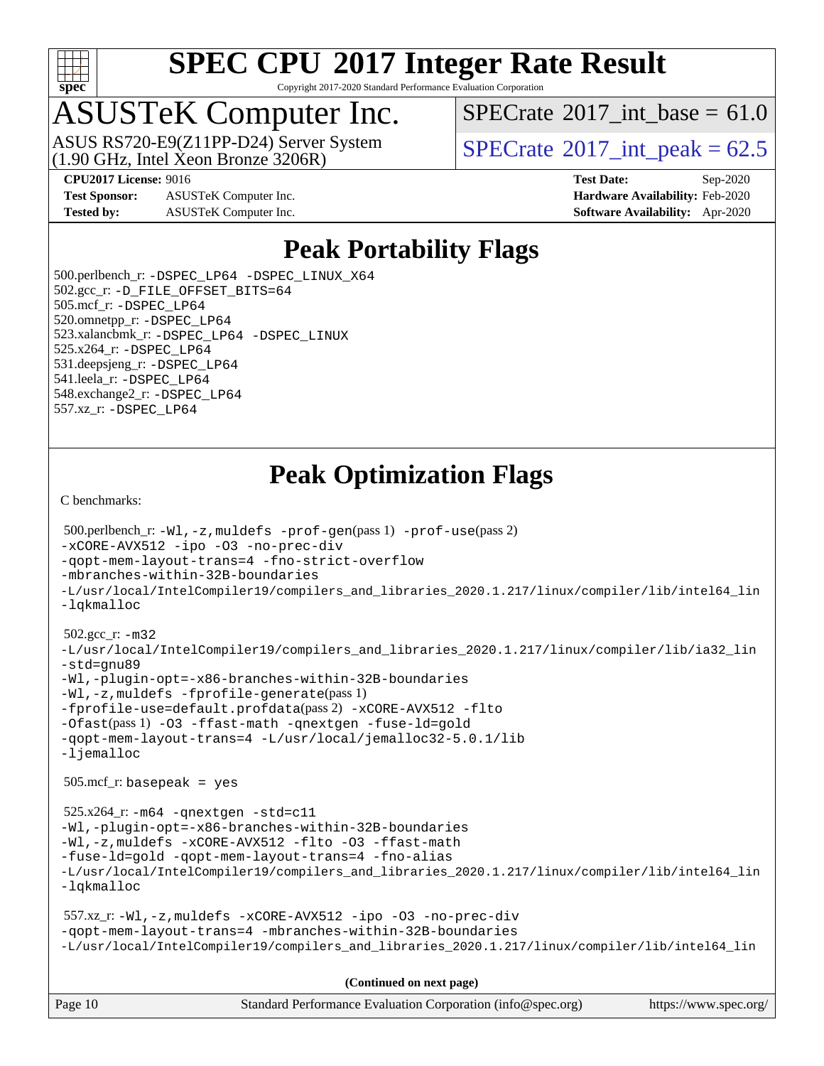# SPEC CPU 2017 Integer Rate Result

Copyright 2017-2020 Standard Performance Evaluation Corporation

## ASUSTeK Computer Inc.

ASUS RS720-E9(Z11PP-D24) Server System
(1.90 GHz, Intel Xeon Bronze 3206R)

SPECrate 2017_int_base = 61.0

SPECrate 2017_int_peak = 62.5

**CPU2017 License:** 9016
**Test Sponsor:** ASUSTeK Computer Inc.
**Tested by:** ASUSTeK Computer Inc.

**Test Date:** Sep-2020
**Hardware Availability:** Feb-2020
**Software Availability:** Apr-2020

## Peak Portability Flags

500.perlbench_r: -DSPEC_LP64 -DSPEC_LINUX_X64
502.gcc_r: -D_FILE_OFFSET_BITS=64
505.mcf_r: -DSPEC_LP64
520.omnetpp_r: -DSPEC_LP64
523.xalancbmk_r: -DSPEC_LP64 -DSPEC_LINUX
525.x264_r: -DSPEC_LP64
531.deepsjeng_r: -DSPEC_LP64
541.leela_r: -DSPEC_LP64
548.exchange2_r: -DSPEC_LP64
557.xz_r: -DSPEC_LP64

## Peak Optimization Flags

C benchmarks:

500.perlbench_r: -Wl,-z,muldefs -prof-gen(pass 1) -prof-use(pass 2)
-xCORE-AVX512 -ipo -O3 -no-prec-div
-qopt-mem-layout-trans=4 -fno-strict-overflow
-mbranches-within-32B-boundaries
-L/usr/local/IntelCompiler19/compilers_and_libraries_2020.1.217/linux/compiler/lib/intel64_lin
-lqkmalloc

502.gcc_r: -m32
-L/usr/local/IntelCompiler19/compilers_and_libraries_2020.1.217/linux/compiler/lib/ia32_lin
-std=gnu89
-Wl,-plugin-opt=-x86-branches-within-32B-boundaries
-Wl,-z,muldefs -fprofile-generate(pass 1)
-fprofile-use=default.profdata(pass 2) -xCORE-AVX512 -flto
-Ofast(pass 1) -O3 -ffast-math -qnextgen -fuse-ld=gold
-qopt-mem-layout-trans=4 -L/usr/local/jemalloc32-5.0.1/lib
-ljemalloc

505.mcf_r: basepeak = yes

525.x264_r: -m64 -qnextgen -std=c11
-Wl,-plugin-opt=-x86-branches-within-32B-boundaries
-Wl,-z,muldefs -xCORE-AVX512 -flto -O3 -ffast-math
-fuse-ld=gold -qopt-mem-layout-trans=4 -fno-alias
-L/usr/local/IntelCompiler19/compilers_and_libraries_2020.1.217/linux/compiler/lib/intel64_lin
-lqkmalloc

557.xz_r: -Wl,-z,muldefs -xCORE-AVX512 -ipo -O3 -no-prec-div
-qopt-mem-layout-trans=4 -mbranches-within-32B-boundaries
-L/usr/local/IntelCompiler19/compilers_and_libraries_2020.1.217/linux/compiler/lib/intel64_lin

**(Continued on next page)**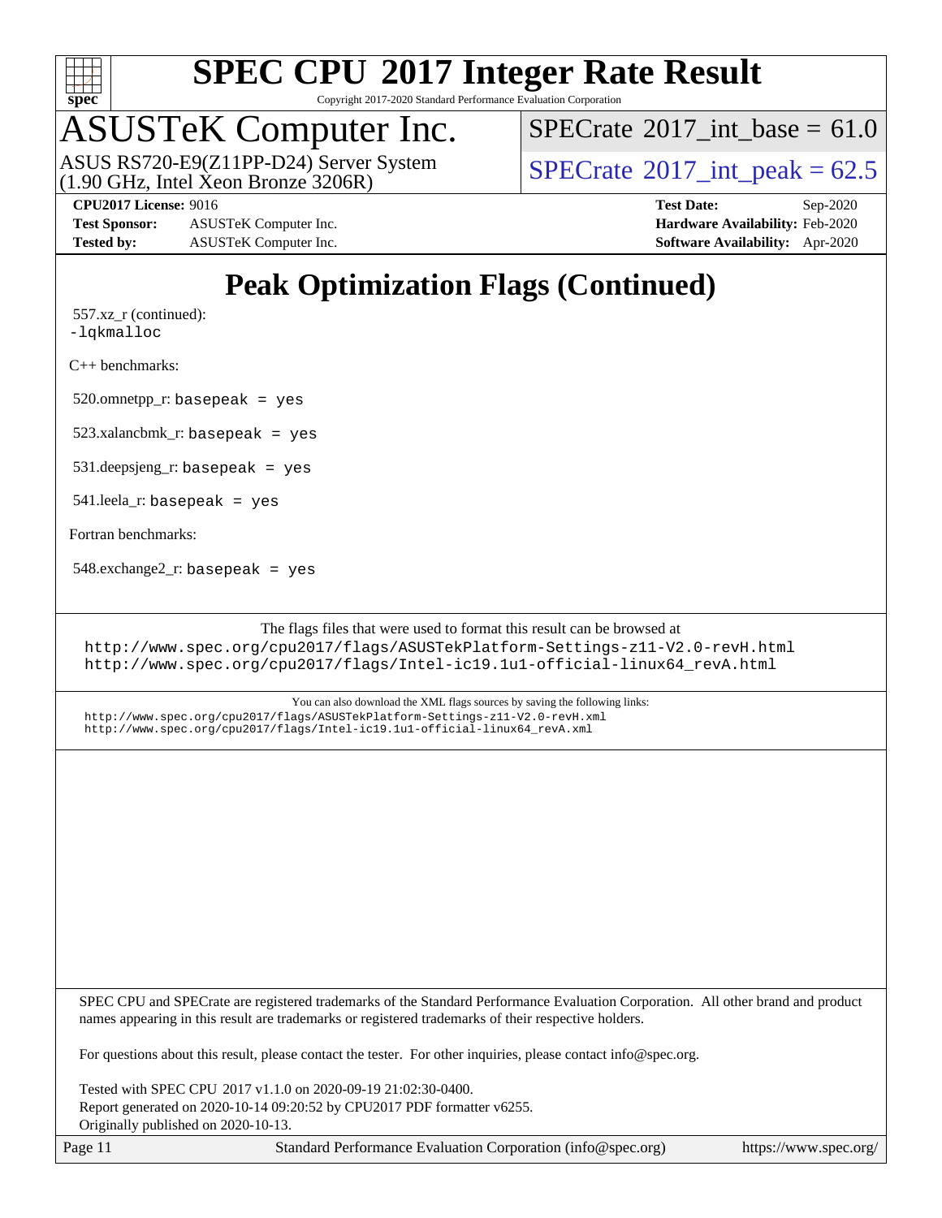# Peak Optimization Flags (Continued)

557.xz_r (continued):
-lqkmalloc

C++ benchmarks:

520.omnetpp_r: basepeak = yes

523.xalancbmk_r: basepeak = yes

531.deepsjeng_r: basepeak = yes

541.leela_r: basepeak = yes

Fortran benchmarks:

548.exchange2_r: basepeak = yes

The flags files that were used to format this result can be browsed at
http://www.spec.org/cpu2017/flags/ASUSTekPlatform-Settings-z11-V2.0-revH.html
http://www.spec.org/cpu2017/flags/Intel-ic19.1u1-official-linux64_revA.html

You can also download the XML flags sources by saving the following links:
http://www.spec.org/cpu2017/flags/ASUSTekPlatform-Settings-z11-V2.0-revH.xml
http://www.spec.org/cpu2017/flags/Intel-ic19.1u1-official-linux64_revA.xml

SPEC CPU and SPECrate are registered trademarks of the Standard Performance Evaluation Corporation. All other brand and product names appearing in this result are trademarks or registered trademarks of their respective holders.

For questions about this result, please contact the tester. For other inquiries, please contact info@spec.org.

Tested with SPEC CPU 2017 v1.1.0 on 2020-09-19 21:02:30-0400.
Report generated on 2020-10-14 09:20:52 by CPU2017 PDF formatter v6255.
Originally published on 2020-10-13.